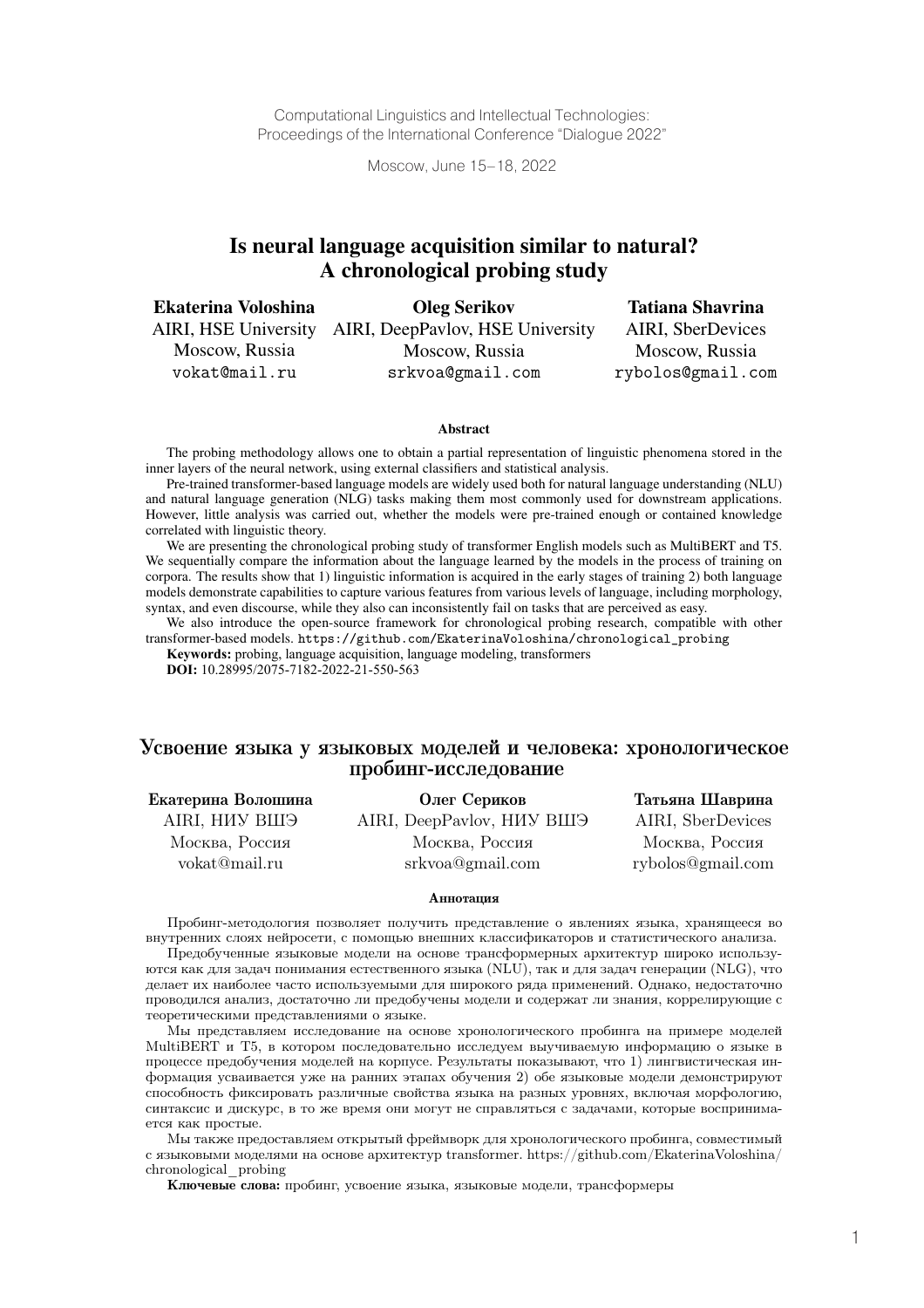Computational Linguistics and Intellectual Technologies:
Proceedings of the International Conference "Dialogue 2022"

Moscow, June 15–18, 2022

# Is neural language acquisition similar to natural? A chronological probing study

**Ekaterina Voloshina**
AIRI, HSE University
Moscow, Russia
vokat@mail.ru

**Oleg Serikov**
AIRI, DeepPavlov, HSE University
Moscow, Russia
srkvoa@gmail.com

**Tatiana Shavrina**
AIRI, SberDevices
Moscow, Russia
rybolos@gmail.com

### Abstract

The probing methodology allows one to obtain a partial representation of linguistic phenomena stored in the inner layers of the neural network, using external classifiers and statistical analysis.

Pre-trained transformer-based language models are widely used both for natural language understanding (NLU) and natural language generation (NLG) tasks making them most commonly used for downstream applications. However, little analysis was carried out, whether the models were pre-trained enough or contained knowledge correlated with linguistic theory.

We are presenting the chronological probing study of transformer English models such as MultiBERT and T5. We sequentially compare the information about the language learned by the models in the process of training on corpora. The results show that 1) linguistic information is acquired in the early stages of training 2) both language models demonstrate capabilities to capture various features from various levels of language, including morphology, syntax, and even discourse, while they also can inconsistently fail on tasks that are perceived as easy.

We also introduce the open-source framework for chronological probing research, compatible with other transformer-based models. https://github.com/EkaterinaVoloshina/chronological_probing

**Keywords:** probing, language acquisition, language modeling, transformers

**DOI:** 10.28995/2075-7182-2022-21-550-563

# Усвоение языка у языковых моделей и человека: хронологическое пробинг-исследование

**Екатерина Волошина**
AIRI, НИУ ВШЭ
Москва, Россия
vokat@mail.ru

**Олег Сериков**
AIRI, DeepPavlov, НИУ ВШЭ
Москва, Россия
srkvoa@gmail.com

**Татьяна Шаврина**
AIRI, SberDevices
Москва, Россия
rybolos@gmail.com

### Аннотация

Пробинг-методология позволяет получить представление о явлениях языка, хранящееся во внутренних слоях нейросети, с помощью внешних классификаторов и статистического анализа.

Предобученные языковые модели на основе трансформерных архитектур широко используются как для задач понимания естественного языка (NLU), так и для задач генерации (NLG), что делает их наиболее часто используемыми для широкого ряда применений. Однако, недостаточно проводился анализ, достаточно ли предобучены модели и содержат ли знания, коррелирующие с теоретическими представлениями о языке.

Мы представляем исследование на основе хронологического пробинга на примере моделей MultiBERT и T5, в котором последовательно исследуем выучиваемую информацию о языке в процессе предобучения моделей на корпусе. Результаты показывают, что 1) лингвистическая информация усваивается уже на ранних этапах обучения 2) обе языковые модели демонстрируют способность фиксировать различные свойства языка на разных уровнях, включая морфологию, синтаксис и дискурс, в то же время они могут не справляться с задачами, которые воспринимается как простые.

Мы также предоставляем открытый фреймворк для хронологического пробинга, совместимый с языковыми моделями на основе архитектур transformer. https://github.com/EkaterinaVoloshina/chronological_probing

**Ключевые слова:** пробинг, усвоение языка, языковые модели, трансформеры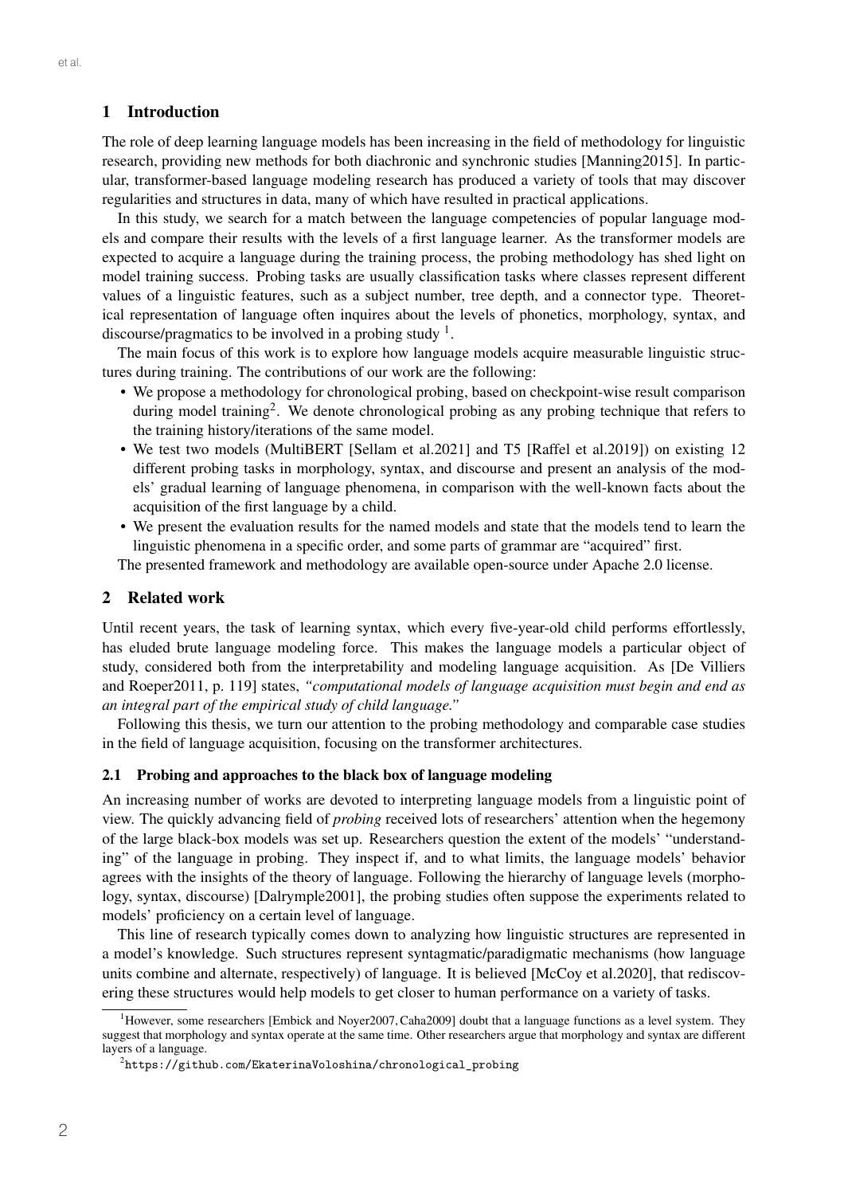## 1 Introduction

The role of deep learning language models has been increasing in the field of methodology for linguistic research, providing new methods for both diachronic and synchronic studies [Manning2015]. In particular, transformer-based language modeling research has produced a variety of tools that may discover regularities and structures in data, many of which have resulted in practical applications.

In this study, we search for a match between the language competencies of popular language models and compare their results with the levels of a first language learner. As the transformer models are expected to acquire a language during the training process, the probing methodology has shed light on model training success. Probing tasks are usually classification tasks where classes represent different values of a linguistic features, such as a subject number, tree depth, and a connector type. Theoretical representation of language often inquires about the levels of phonetics, morphology, syntax, and discourse/pragmatics to be involved in a probing study [1].

The main focus of this work is to explore how language models acquire measurable linguistic structures during training. The contributions of our work are the following:

- We propose a methodology for chronological probing, based on checkpoint-wise result comparison during model training[2]. We denote chronological probing as any probing technique that refers to the training history/iterations of the same model.
- We test two models (MultiBERT [Sellam et al.2021] and T5 [Raffel et al.2019]) on existing 12 different probing tasks in morphology, syntax, and discourse and present an analysis of the models' gradual learning of language phenomena, in comparison with the well-known facts about the acquisition of the first language by a child.
- We present the evaluation results for the named models and state that the models tend to learn the linguistic phenomena in a specific order, and some parts of grammar are "acquired" first.

The presented framework and methodology are available open-source under Apache 2.0 license.

## 2 Related work

Until recent years, the task of learning syntax, which every five-year-old child performs effortlessly, has eluded brute language modeling force. This makes the language models a particular object of study, considered both from the interpretability and modeling language acquisition. As [De Villiers and Roeper2011, p. 119] states, *"computational models of language acquisition must begin and end as an integral part of the empirical study of child language."*

Following this thesis, we turn our attention to the probing methodology and comparable case studies in the field of language acquisition, focusing on the transformer architectures.

### 2.1 Probing and approaches to the black box of language modeling

An increasing number of works are devoted to interpreting language models from a linguistic point of view. The quickly advancing field of *probing* received lots of researchers' attention when the hegemony of the large black-box models was set up. Researchers question the extent of the models' "understanding" of the language in probing. They inspect if, and to what limits, the language models' behavior agrees with the insights of the theory of language. Following the hierarchy of language levels (morphology, syntax, discourse) [Dalrymple2001], the probing studies often suppose the experiments related to models' proficiency on a certain level of language.

This line of research typically comes down to analyzing how linguistic structures are represented in a model's knowledge. Such structures represent syntagmatic/paradigmatic mechanisms (how language units combine and alternate, respectively) of language. It is believed [McCoy et al.2020], that rediscovering these structures would help models to get closer to human performance on a variety of tasks.

---

[1] However, some researchers [Embick and Noyer2007, Caha2009] doubt that a language functions as a level system. They suggest that morphology and syntax operate at the same time. Other researchers argue that morphology and syntax are different layers of a language.

[2] `https://github.com/EkaterinaVoloshina/chronological_probing`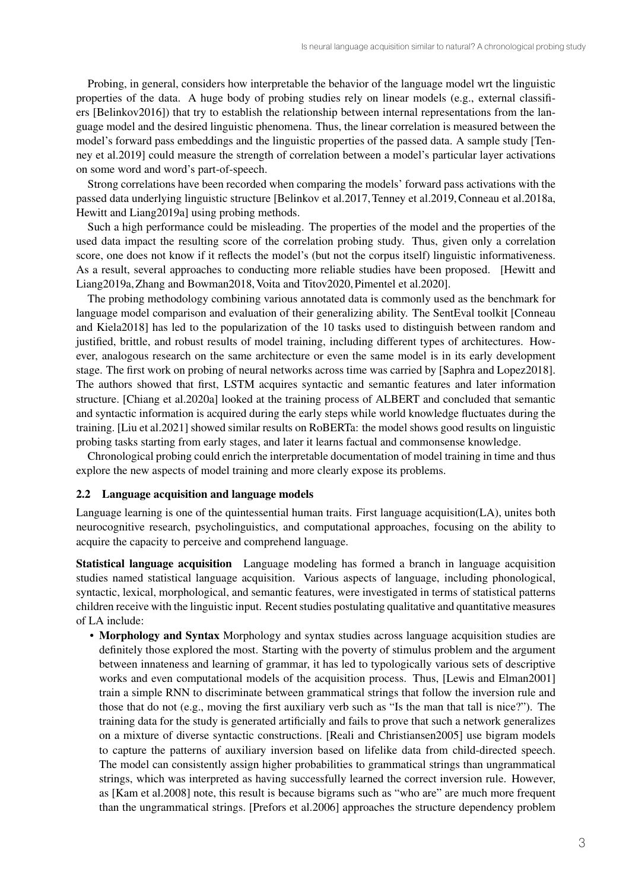Probing, in general, considers how interpretable the behavior of the language model wrt the linguistic properties of the data. A huge body of probing studies rely on linear models (e.g., external classifiers [Belinkov2016]) that try to establish the relationship between internal representations from the language model and the desired linguistic phenomena. Thus, the linear correlation is measured between the model's forward pass embeddings and the linguistic properties of the passed data. A sample study [Tenney et al.2019] could measure the strength of correlation between a model's particular layer activations on some word and word's part-of-speech.

Strong correlations have been recorded when comparing the models' forward pass activations with the passed data underlying linguistic structure [Belinkov et al.2017, Tenney et al.2019, Conneau et al.2018a, Hewitt and Liang2019a] using probing methods.

Such a high performance could be misleading. The properties of the model and the properties of the used data impact the resulting score of the correlation probing study. Thus, given only a correlation score, one does not know if it reflects the model's (but not the corpus itself) linguistic informativeness. As a result, several approaches to conducting more reliable studies have been proposed. [Hewitt and Liang2019a, Zhang and Bowman2018, Voita and Titov2020, Pimentel et al.2020].

The probing methodology combining various annotated data is commonly used as the benchmark for language model comparison and evaluation of their generalizing ability. The SentEval toolkit [Conneau and Kiela2018] has led to the popularization of the 10 tasks used to distinguish between random and justified, brittle, and robust results of model training, including different types of architectures. However, analogous research on the same architecture or even the same model is in its early development stage. The first work on probing of neural networks across time was carried by [Saphra and Lopez2018]. The authors showed that first, LSTM acquires syntactic and semantic features and later information structure. [Chiang et al.2020a] looked at the training process of ALBERT and concluded that semantic and syntactic information is acquired during the early steps while world knowledge fluctuates during the training. [Liu et al.2021] showed similar results on RoBERTa: the model shows good results on linguistic probing tasks starting from early stages, and later it learns factual and commonsense knowledge.

Chronological probing could enrich the interpretable documentation of model training in time and thus explore the new aspects of model training and more clearly expose its problems.

### 2.2 Language acquisition and language models

Language learning is one of the quintessential human traits. First language acquisition(LA), unites both neurocognitive research, psycholinguistics, and computational approaches, focusing on the ability to acquire the capacity to perceive and comprehend language.

**Statistical language acquisition** Language modeling has formed a branch in language acquisition studies named statistical language acquisition. Various aspects of language, including phonological, syntactic, lexical, morphological, and semantic features, were investigated in terms of statistical patterns children receive with the linguistic input. Recent studies postulating qualitative and quantitative measures of LA include:

- **Morphology and Syntax** Morphology and syntax studies across language acquisition studies are definitely those explored the most. Starting with the poverty of stimulus problem and the argument between innateness and learning of grammar, it has led to typologically various sets of descriptive works and even computational models of the acquisition process. Thus, [Lewis and Elman2001] train a simple RNN to discriminate between grammatical strings that follow the inversion rule and those that do not (e.g., moving the first auxiliary verb such as "Is the man that tall is nice?"). The training data for the study is generated artificially and fails to prove that such a network generalizes on a mixture of diverse syntactic constructions. [Reali and Christiansen2005] use bigram models to capture the patterns of auxiliary inversion based on lifelike data from child-directed speech. The model can consistently assign higher probabilities to grammatical strings than ungrammatical strings, which was interpreted as having successfully learned the correct inversion rule. However, as [Kam et al.2008] note, this result is because bigrams such as "who are" are much more frequent than the ungrammatical strings. [Prefors et al.2006] approaches the structure dependency problem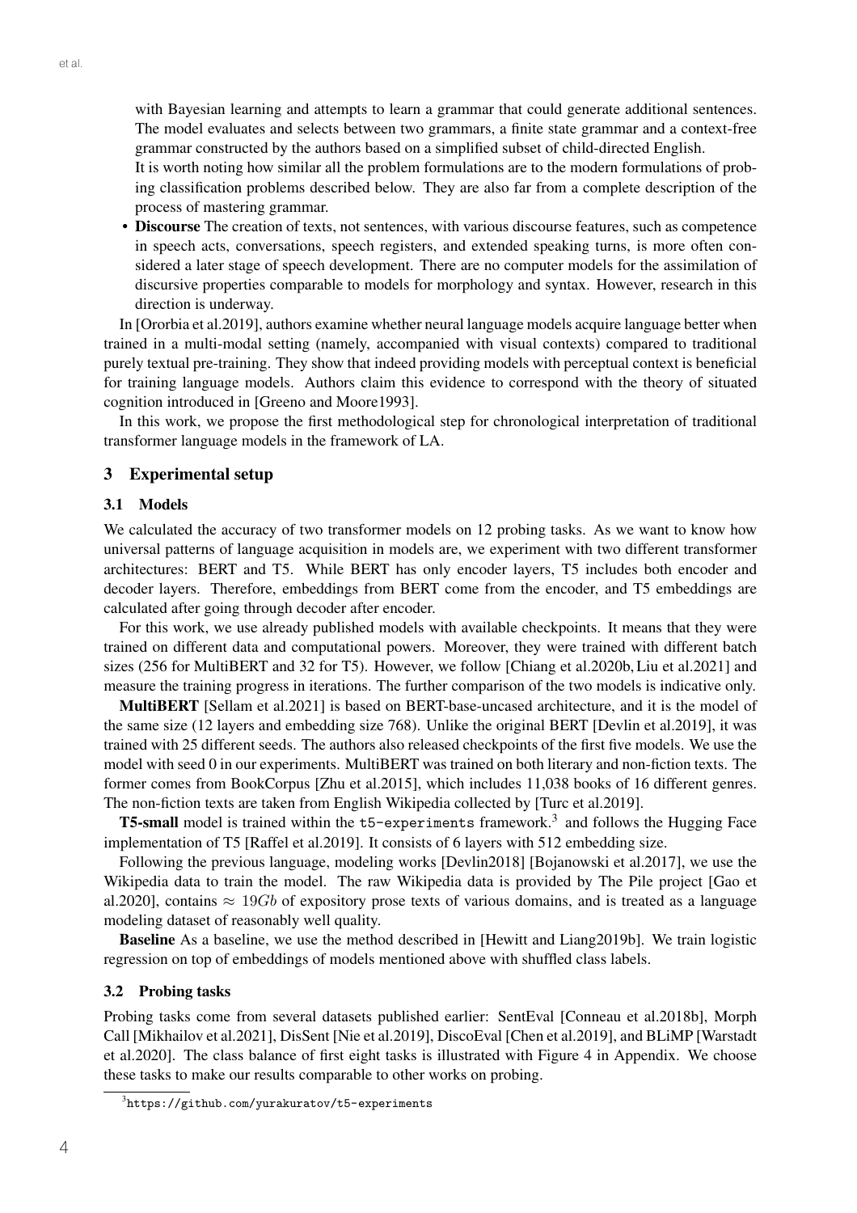with Bayesian learning and attempts to learn a grammar that could generate additional sentences. The model evaluates and selects between two grammars, a finite state grammar and a context-free grammar constructed by the authors based on a simplified subset of child-directed English.

It is worth noting how similar all the problem formulations are to the modern formulations of probing classification problems described below. They are also far from a complete description of the process of mastering grammar.

- **Discourse** The creation of texts, not sentences, with various discourse features, such as competence in speech acts, conversations, speech registers, and extended speaking turns, is more often considered a later stage of speech development. There are no computer models for the assimilation of discursive properties comparable to models for morphology and syntax. However, research in this direction is underway.

In [Ororbia et al.2019], authors examine whether neural language models acquire language better when trained in a multi-modal setting (namely, accompanied with visual contexts) compared to traditional purely textual pre-training. They show that indeed providing models with perceptual context is beneficial for training language models. Authors claim this evidence to correspond with the theory of situated cognition introduced in [Greeno and Moore1993].

In this work, we propose the first methodological step for chronological interpretation of traditional transformer language models in the framework of LA.

## 3 Experimental setup

### 3.1 Models

We calculated the accuracy of two transformer models on 12 probing tasks. As we want to know how universal patterns of language acquisition in models are, we experiment with two different transformer architectures: BERT and T5. While BERT has only encoder layers, T5 includes both encoder and decoder layers. Therefore, embeddings from BERT come from the encoder, and T5 embeddings are calculated after going through decoder after encoder.

For this work, we use already published models with available checkpoints. It means that they were trained on different data and computational powers. Moreover, they were trained with different batch sizes (256 for MultiBERT and 32 for T5). However, we follow [Chiang et al.2020b, Liu et al.2021] and measure the training progress in iterations. The further comparison of the two models is indicative only.

**MultiBERT** [Sellam et al.2021] is based on BERT-base-uncased architecture, and it is the model of the same size (12 layers and embedding size 768). Unlike the original BERT [Devlin et al.2019], it was trained with 25 different seeds. The authors also released checkpoints of the first five models. We use the model with seed 0 in our experiments. MultiBERT was trained on both literary and non-fiction texts. The former comes from BookCorpus [Zhu et al.2015], which includes 11,038 books of 16 different genres. The non-fiction texts are taken from English Wikipedia collected by [Turc et al.2019].

**T5-small** model is trained within the `t5-experiments` framework.[3] and follows the Hugging Face implementation of T5 [Raffel et al.2019]. It consists of 6 layers with 512 embedding size.

Following the previous language, modeling works [Devlin2018] [Bojanowski et al.2017], we use the Wikipedia data to train the model. The raw Wikipedia data is provided by The Pile project [Gao et al.2020], contains $\approx 19Gb$ of expository prose texts of various domains, and is treated as a language modeling dataset of reasonably well quality.

**Baseline** As a baseline, we use the method described in [Hewitt and Liang2019b]. We train logistic regression on top of embeddings of models mentioned above with shuffled class labels.

### 3.2 Probing tasks

Probing tasks come from several datasets published earlier: SentEval [Conneau et al.2018b], Morph Call [Mikhailov et al.2021], DisSent [Nie et al.2019], DiscoEval [Chen et al.2019], and BLiMP [Warstadt et al.2020]. The class balance of first eight tasks is illustrated with Figure 4 in Appendix. We choose these tasks to make our results comparable to other works on probing.

[3] https://github.com/yurakuratov/t5-experiments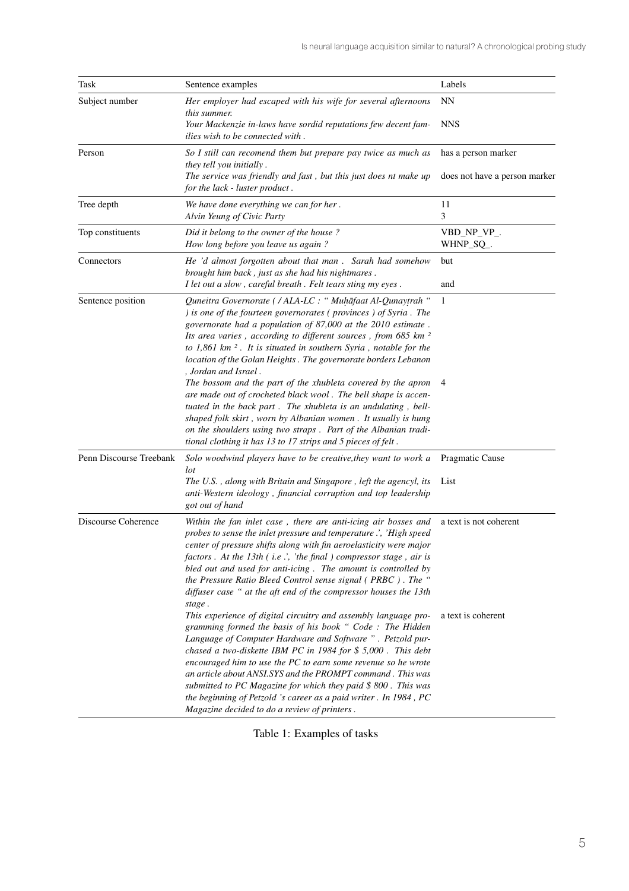| Task | Sentence examples | Labels |
|---|---|---|
| Subject number | *Her employer had escaped with his wife for several afternoons this summer.* | NN |
| | *Your Mackenzie in-laws have sordid reputations few decent families wish to be connected with .* | NNS |
| Person | *So I still can recomend them but prepare pay twice as much as they tell you initially .* | has a person marker |
| | *The service was friendly and fast , but this just does nt make up for the lack - luster product .* | does not have a person marker |
| Tree depth | *We have done everything we can for her .* | 11 |
| | *Alvin Yeung of Civic Party* | 3 |
| Top constituents | *Did it belong to the owner of the house ?* | VBD_NP_VP_. |
| | *How long before you leave us again ?* | WHNP_SQ_. |
| Connectors | *He 'd almost forgotten about that man . Sarah had somehow brought him back , just as she had his nightmares .* | but |
| | *I let out a slow , careful breath . Felt tears sting my eyes .* | and |
| Sentence position | *Quneitra Governorate ( / ALA-LC : " Muḥāfaat Al-Qunayṭrah " ) is one of the fourteen governorates ( provinces ) of Syria . The governorate had a population of 87,000 at the 2010 estimate . Its area varies , according to different sources , from 685 km ² to 1,861 km ² . It is situated in southern Syria , notable for the location of the Golan Heights . The governorate borders Lebanon , Jordan and Israel .* | 1 |
| | *The bossom and the part of the xhubleta covered by the apron are made out of crocheted black wool . The bell shape is accentuated in the back part . The xhubleta is an undulating , bell-shaped folk skirt , worn by Albanian women . It usually is hung on the shoulders using two straps . Part of the Albanian traditional clothing it has 13 to 17 strips and 5 pieces of felt .* | 4 |
| Penn Discourse Treebank | *Solo woodwind players have to be creative,they want to work a lot* | Pragmatic Cause |
| | *The U.S. , along with Britain and Singapore , left the agencyl, its anti-Western ideology , financial corruption and top leadership got out of hand* | List |
| Discourse Coherence | *Within the fan inlet case , there are anti-icing air bosses and probes to sense the inlet pressure and temperature .', 'High speed center of pressure shifts along with fin aeroelasticity were major factors . At the 13th ( i.e .', 'the final ) compressor stage , air is bled out and used for anti-icing . The amount is controlled by the Pressure Ratio Bleed Control sense signal ( PRBC ) . The " diffuser case " at the aft end of the compressor houses the 13th stage .* | a text is not coherent |
| | *This experience of digital circuitry and assembly language programming formed the basis of his book " Code : The Hidden Language of Computer Hardware and Software " . Petzold purchased a two-diskette IBM PC in 1984 for $ 5,000 . This debt encouraged him to use the PC to earn some revenue so he wrote an article about ANSI.SYS and the PROMPT command . This was submitted to PC Magazine for which they paid $ 800 . This was the beginning of Petzold 's career as a paid writer . In 1984 , PC Magazine decided to do a review of printers .* | a text is coherent |

Table 1: Examples of tasks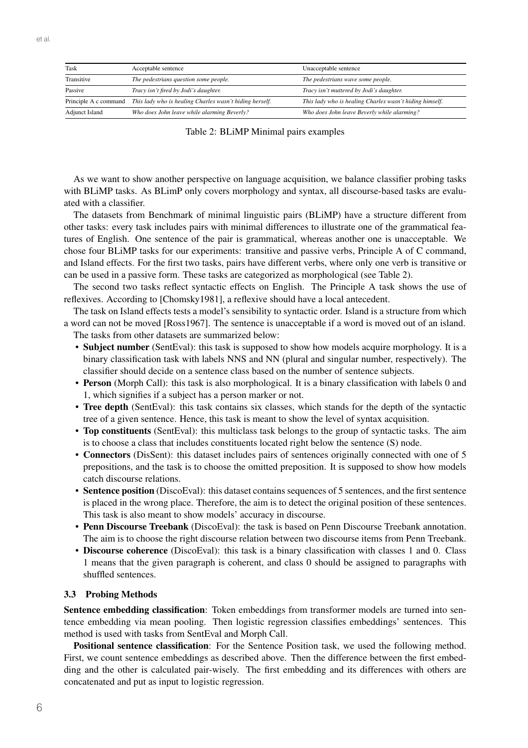| Task | Acceptable sentence | Unacceptable sentence |
| --- | --- | --- |
| Transitive | *The pedestrians question some people.* | *The pedestrians wave some people.* |
| Passive | *Tracy isn't fired by Jodi's daughter.* | *Tracy isn't muttered by Jodi's daughter.* |
| Principle A c command | *This lady who is healing Charles wasn't hiding herself.* | *This lady who is healing Charles wasn't hiding himself.* |
| Adjunct Island | *Who does John leave while alarming Beverly?* | *Who does John leave Beverly while alarming?* |

Table 2: BLiMP Minimal pairs examples

As we want to show another perspective on language acquisition, we balance classifier probing tasks with BLiMP tasks. As BLimP only covers morphology and syntax, all discourse-based tasks are evaluated with a classifier.

The datasets from Benchmark of minimal linguistic pairs (BLiMP) have a structure different from other tasks: every task includes pairs with minimal differences to illustrate one of the grammatical features of English. One sentence of the pair is grammatical, whereas another one is unacceptable. We chose four BLiMP tasks for our experiments: transitive and passive verbs, Principle A of C command, and Island effects. For the first two tasks, pairs have different verbs, where only one verb is transitive or can be used in a passive form. These tasks are categorized as morphological (see Table 2).

The second two tasks reflect syntactic effects on English. The Principle A task shows the use of reflexives. According to [Chomsky1981], a reflexive should have a local antecedent.

The task on Island effects tests a model's sensibility to syntactic order. Island is a structure from which a word can not be moved [Ross1967]. The sentence is unacceptable if a word is moved out of an island.

The tasks from other datasets are summarized below:

- **Subject number** (SentEval): this task is supposed to show how models acquire morphology. It is a binary classification task with labels NNS and NN (plural and singular number, respectively). The classifier should decide on a sentence class based on the number of sentence subjects.
- **Person** (Morph Call): this task is also morphological. It is a binary classification with labels 0 and 1, which signifies if a subject has a person marker or not.
- **Tree depth** (SentEval): this task contains six classes, which stands for the depth of the syntactic tree of a given sentence. Hence, this task is meant to show the level of syntax acquisition.
- **Top constituents** (SentEval): this multiclass task belongs to the group of syntactic tasks. The aim is to choose a class that includes constituents located right below the sentence (S) node.
- **Connectors** (DisSent): this dataset includes pairs of sentences originally connected with one of 5 prepositions, and the task is to choose the omitted preposition. It is supposed to show how models catch discourse relations.
- **Sentence position** (DiscoEval): this dataset contains sequences of 5 sentences, and the first sentence is placed in the wrong place. Therefore, the aim is to detect the original position of these sentences. This task is also meant to show models' accuracy in discourse.
- **Penn Discourse Treebank** (DiscoEval): the task is based on Penn Discourse Treebank annotation. The aim is to choose the right discourse relation between two discourse items from Penn Treebank.
- **Discourse coherence** (DiscoEval): this task is a binary classification with classes 1 and 0. Class 1 means that the given paragraph is coherent, and class 0 should be assigned to paragraphs with shuffled sentences.

### 3.3 Probing Methods

**Sentence embedding classification**: Token embeddings from transformer models are turned into sentence embedding via mean pooling. Then logistic regression classifies embeddings' sentences. This method is used with tasks from SentEval and Morph Call.

**Positional sentence classification**: For the Sentence Position task, we used the following method. First, we count sentence embeddings as described above. Then the difference between the first embedding and the other is calculated pair-wisely. The first embedding and its differences with others are concatenated and put as input to logistic regression.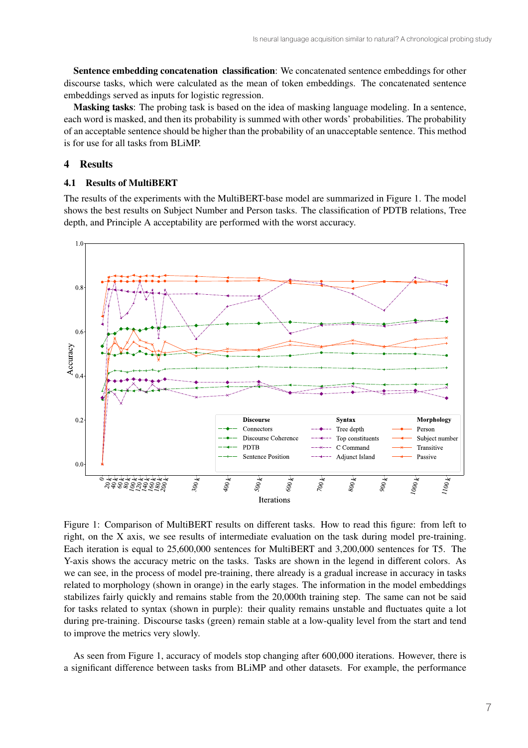**Sentence embedding concatenation classification**: We concatenated sentence embeddings for other discourse tasks, which were calculated as the mean of token embeddings. The concatenated sentence embeddings served as inputs for logistic regression.

**Masking tasks**: The probing task is based on the idea of masking language modeling. In a sentence, each word is masked, and then its probability is summed with other words' probabilities. The probability of an acceptable sentence should be higher than the probability of an unacceptable sentence. This method is for use for all tasks from BLiMP.

## 4 Results

### 4.1 Results of MultiBERT

The results of the experiments with the MultiBERT-base model are summarized in Figure 1. The model shows the best results on Subject Number and Person tasks. The classification of PDTB relations, Tree depth, and Principle A acceptability are performed with the worst accuracy.

Figure 1: Comparison of MultiBERT results on different tasks. How to read this figure: from left to right, on the X axis, we see results of intermediate evaluation on the task during model pre-training. Each iteration is equal to 25,600,000 sentences for MultiBERT and 3,200,000 sentences for T5. The Y-axis shows the accuracy metric on the tasks. Tasks are shown in the legend in different colors. As we can see, in the process of model pre-training, there already is a gradual increase in accuracy in tasks related to morphology (shown in orange) in the early stages. The information in the model embeddings stabilizes fairly quickly and remains stable from the 20,000th training step. The same can not be said for tasks related to syntax (shown in purple): their quality remains unstable and fluctuates quite a lot during pre-training. Discourse tasks (green) remain stable at a low-quality level from the start and tend to improve the metrics very slowly.

As seen from Figure 1, accuracy of models stop changing after 600,000 iterations. However, there is a significant difference between tasks from BLiMP and other datasets. For example, the performance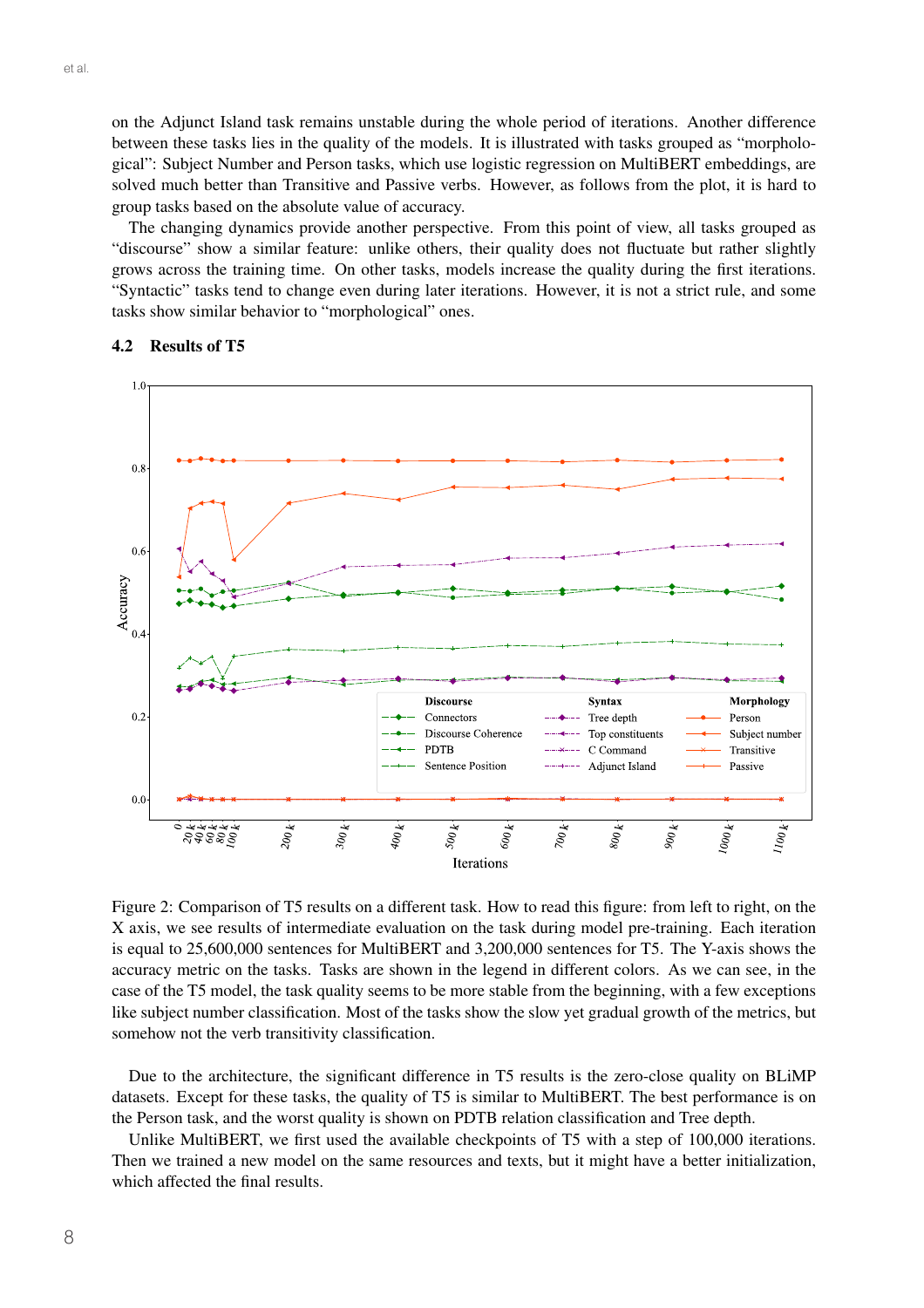on the Adjunct Island task remains unstable during the whole period of iterations. Another difference between these tasks lies in the quality of the models. It is illustrated with tasks grouped as "morphological": Subject Number and Person tasks, which use logistic regression on MultiBERT embeddings, are solved much better than Transitive and Passive verbs. However, as follows from the plot, it is hard to group tasks based on the absolute value of accuracy.

The changing dynamics provide another perspective. From this point of view, all tasks grouped as "discourse" show a similar feature: unlike others, their quality does not fluctuate but rather slightly grows across the training time. On other tasks, models increase the quality during the first iterations. "Syntactic" tasks tend to change even during later iterations. However, it is not a strict rule, and some tasks show similar behavior to "morphological" ones.

### 4.2 Results of T5

Figure 2: Comparison of T5 results on a different task. How to read this figure: from left to right, on the X axis, we see results of intermediate evaluation on the task during model pre-training. Each iteration is equal to 25,600,000 sentences for MultiBERT and 3,200,000 sentences for T5. The Y-axis shows the accuracy metric on the tasks. Tasks are shown in the legend in different colors. As we can see, in the case of the T5 model, the task quality seems to be more stable from the beginning, with a few exceptions like subject number classification. Most of the tasks show the slow yet gradual growth of the metrics, but somehow not the verb transitivity classification.

Due to the architecture, the significant difference in T5 results is the zero-close quality on BLiMP datasets. Except for these tasks, the quality of T5 is similar to MultiBERT. The best performance is on the Person task, and the worst quality is shown on PDTB relation classification and Tree depth.

Unlike MultiBERT, we first used the available checkpoints of T5 with a step of 100,000 iterations. Then we trained a new model on the same resources and texts, but it might have a better initialization, which affected the final results.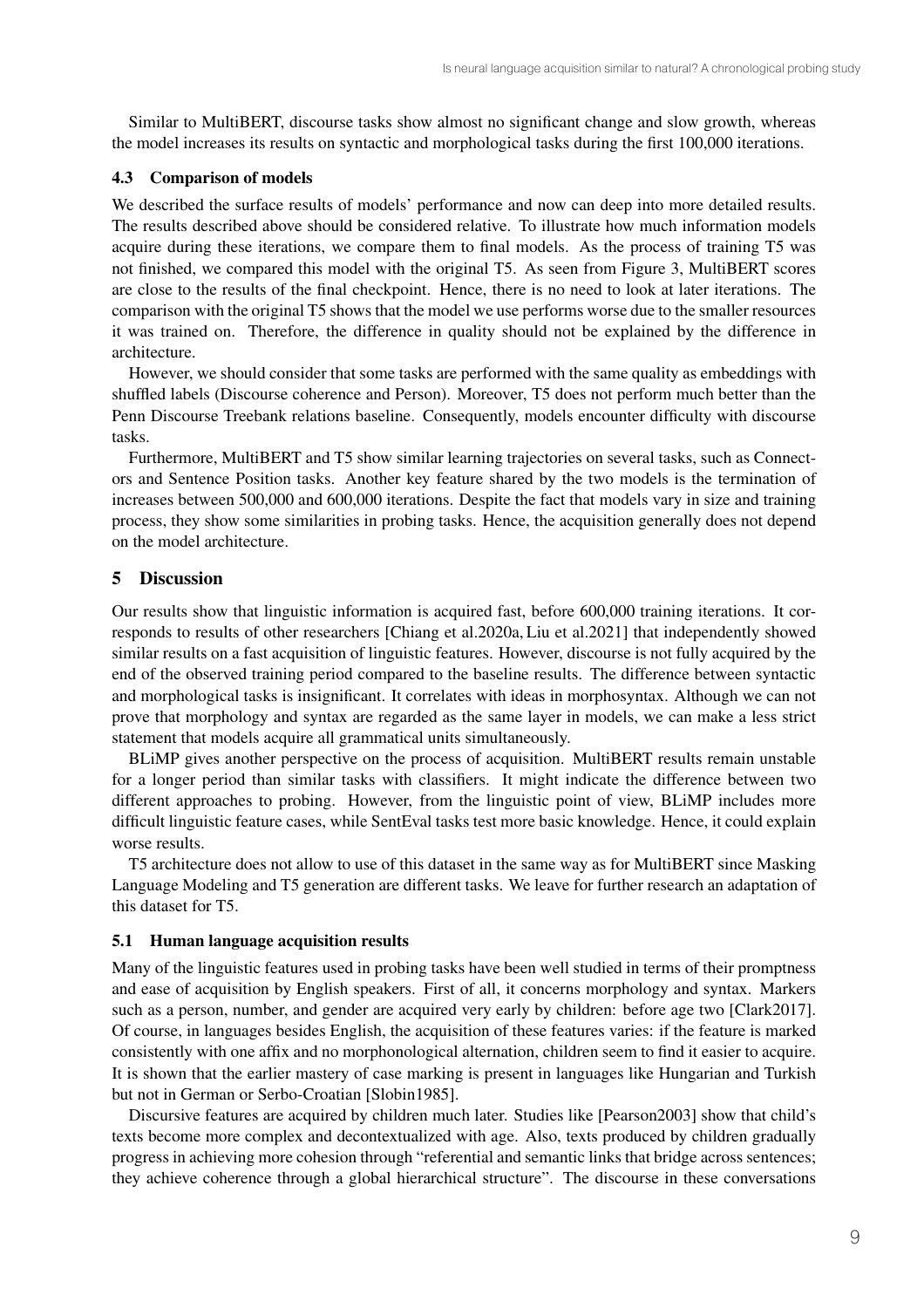Similar to MultiBERT, discourse tasks show almost no significant change and slow growth, whereas the model increases its results on syntactic and morphological tasks during the first 100,000 iterations.

### 4.3 Comparison of models

We described the surface results of models' performance and now can deep into more detailed results. The results described above should be considered relative. To illustrate how much information models acquire during these iterations, we compare them to final models. As the process of training T5 was not finished, we compared this model with the original T5. As seen from Figure 3, MultiBERT scores are close to the results of the final checkpoint. Hence, there is no need to look at later iterations. The comparison with the original T5 shows that the model we use performs worse due to the smaller resources it was trained on. Therefore, the difference in quality should not be explained by the difference in architecture.

However, we should consider that some tasks are performed with the same quality as embeddings with shuffled labels (Discourse coherence and Person). Moreover, T5 does not perform much better than the Penn Discourse Treebank relations baseline. Consequently, models encounter difficulty with discourse tasks.

Furthermore, MultiBERT and T5 show similar learning trajectories on several tasks, such as Connectors and Sentence Position tasks. Another key feature shared by the two models is the termination of increases between 500,000 and 600,000 iterations. Despite the fact that models vary in size and training process, they show some similarities in probing tasks. Hence, the acquisition generally does not depend on the model architecture.

## 5 Discussion

Our results show that linguistic information is acquired fast, before 600,000 training iterations. It corresponds to results of other researchers [Chiang et al.2020a, Liu et al.2021] that independently showed similar results on a fast acquisition of linguistic features. However, discourse is not fully acquired by the end of the observed training period compared to the baseline results. The difference between syntactic and morphological tasks is insignificant. It correlates with ideas in morphosyntax. Although we can not prove that morphology and syntax are regarded as the same layer in models, we can make a less strict statement that models acquire all grammatical units simultaneously.

BLiMP gives another perspective on the process of acquisition. MultiBERT results remain unstable for a longer period than similar tasks with classifiers. It might indicate the difference between two different approaches to probing. However, from the linguistic point of view, BLiMP includes more difficult linguistic feature cases, while SentEval tasks test more basic knowledge. Hence, it could explain worse results.

T5 architecture does not allow to use of this dataset in the same way as for MultiBERT since Masking Language Modeling and T5 generation are different tasks. We leave for further research an adaptation of this dataset for T5.

### 5.1 Human language acquisition results

Many of the linguistic features used in probing tasks have been well studied in terms of their promptness and ease of acquisition by English speakers. First of all, it concerns morphology and syntax. Markers such as a person, number, and gender are acquired very early by children: before age two [Clark2017]. Of course, in languages besides English, the acquisition of these features varies: if the feature is marked consistently with one affix and no morphonological alternation, children seem to find it easier to acquire. It is shown that the earlier mastery of case marking is present in languages like Hungarian and Turkish but not in German or Serbo-Croatian [Slobin1985].

Discursive features are acquired by children much later. Studies like [Pearson2003] show that child's texts become more complex and decontextualized with age. Also, texts produced by children gradually progress in achieving more cohesion through "referential and semantic links that bridge across sentences; they achieve coherence through a global hierarchical structure". The discourse in these conversations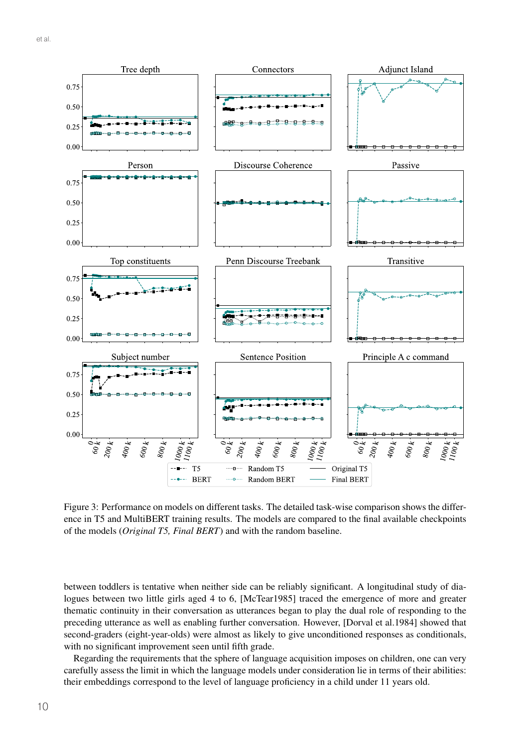Figure 3: Performance on models on different tasks. The detailed task-wise comparison shows the difference in T5 and MultiBERT training results. The models are compared to the final available checkpoints of the models (*Original T5, Final BERT*) and with the random baseline.

between toddlers is tentative when neither side can be reliably significant. A longitudinal study of dialogues between two little girls aged 4 to 6, [McTear1985] traced the emergence of more and greater thematic continuity in their conversation as utterances began to play the dual role of responding to the preceding utterance as well as enabling further conversation. However, [Dorval et al.1984] showed that second-graders (eight-year-olds) were almost as likely to give unconditioned responses as conditionals, with no significant improvement seen until fifth grade.

Regarding the requirements that the sphere of language acquisition imposes on children, one can very carefully assess the limit in which the language models under consideration lie in terms of their abilities: their embeddings correspond to the level of language proficiency in a child under 11 years old.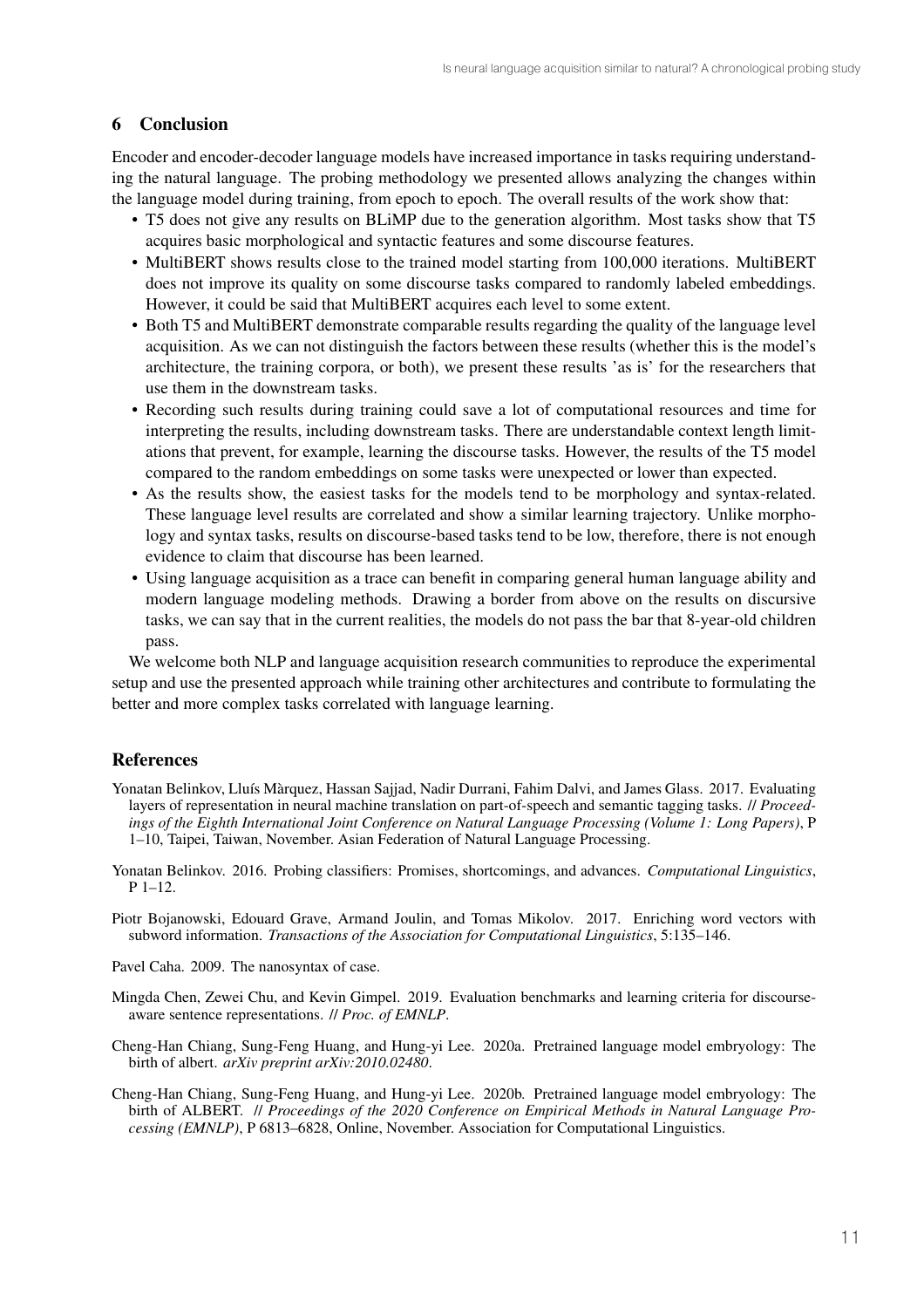## 6 Conclusion

Encoder and encoder-decoder language models have increased importance in tasks requiring understanding the natural language. The probing methodology we presented allows analyzing the changes within the language model during training, from epoch to epoch. The overall results of the work show that:

- T5 does not give any results on BLiMP due to the generation algorithm. Most tasks show that T5 acquires basic morphological and syntactic features and some discourse features.
- MultiBERT shows results close to the trained model starting from 100,000 iterations. MultiBERT does not improve its quality on some discourse tasks compared to randomly labeled embeddings. However, it could be said that MultiBERT acquires each level to some extent.
- Both T5 and MultiBERT demonstrate comparable results regarding the quality of the language level acquisition. As we can not distinguish the factors between these results (whether this is the model's architecture, the training corpora, or both), we present these results 'as is' for the researchers that use them in the downstream tasks.
- Recording such results during training could save a lot of computational resources and time for interpreting the results, including downstream tasks. There are understandable context length limitations that prevent, for example, learning the discourse tasks. However, the results of the T5 model compared to the random embeddings on some tasks were unexpected or lower than expected.
- As the results show, the easiest tasks for the models tend to be morphology and syntax-related. These language level results are correlated and show a similar learning trajectory. Unlike morphology and syntax tasks, results on discourse-based tasks tend to be low, therefore, there is not enough evidence to claim that discourse has been learned.
- Using language acquisition as a trace can benefit in comparing general human language ability and modern language modeling methods. Drawing a border from above on the results on discursive tasks, we can say that in the current realities, the models do not pass the bar that 8-year-old children pass.

We welcome both NLP and language acquisition research communities to reproduce the experimental setup and use the presented approach while training other architectures and contribute to formulating the better and more complex tasks correlated with language learning.

## References

Yonatan Belinkov, Lluís Màrquez, Hassan Sajjad, Nadir Durrani, Fahim Dalvi, and James Glass. 2017. Evaluating layers of representation in neural machine translation on part-of-speech and semantic tagging tasks. // *Proceedings of the Eighth International Joint Conference on Natural Language Processing (Volume 1: Long Papers)*, P 1–10, Taipei, Taiwan, November. Asian Federation of Natural Language Processing.

Yonatan Belinkov. 2016. Probing classifiers: Promises, shortcomings, and advances. *Computational Linguistics*, P 1–12.

Piotr Bojanowski, Edouard Grave, Armand Joulin, and Tomas Mikolov. 2017. Enriching word vectors with subword information. *Transactions of the Association for Computational Linguistics*, 5:135–146.

Pavel Caha. 2009. The nanosyntax of case.

Mingda Chen, Zewei Chu, and Kevin Gimpel. 2019. Evaluation benchmarks and learning criteria for discourse-aware sentence representations. // *Proc. of EMNLP*.

Cheng-Han Chiang, Sung-Feng Huang, and Hung-yi Lee. 2020a. Pretrained language model embryology: The birth of albert. *arXiv preprint arXiv:2010.02480*.

Cheng-Han Chiang, Sung-Feng Huang, and Hung-yi Lee. 2020b. Pretrained language model embryology: The birth of ALBERT. // *Proceedings of the 2020 Conference on Empirical Methods in Natural Language Processing (EMNLP)*, P 6813–6828, Online, November. Association for Computational Linguistics.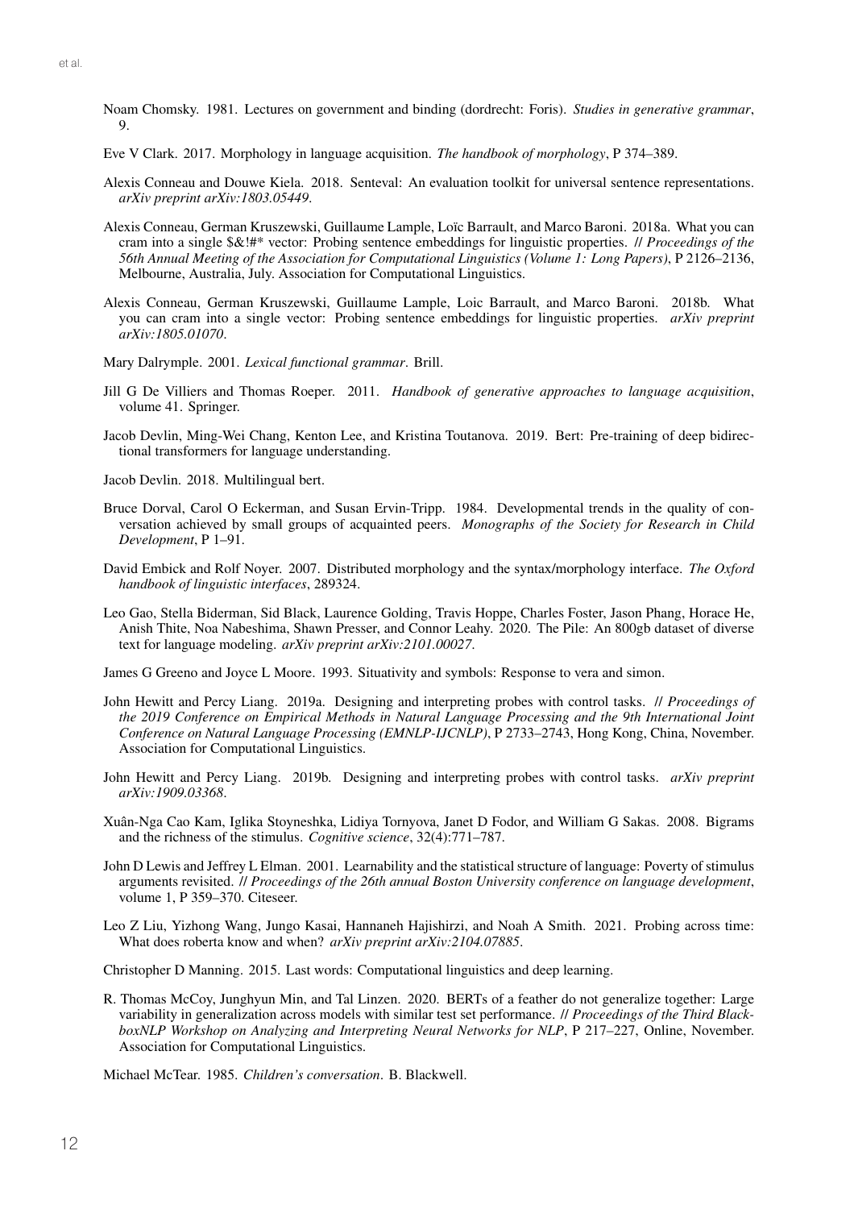Noam Chomsky. 1981. Lectures on government and binding (dordrecht: Foris). *Studies in generative grammar*, 9.

Eve V Clark. 2017. Morphology in language acquisition. *The handbook of morphology*, P 374–389.

Alexis Conneau and Douwe Kiela. 2018. Senteval: An evaluation toolkit for universal sentence representations. *arXiv preprint arXiv:1803.05449*.

Alexis Conneau, German Kruszewski, Guillaume Lample, Loïc Barrault, and Marco Baroni. 2018a. What you can cram into a single $&!#* vector: Probing sentence embeddings for linguistic properties. // *Proceedings of the 56th Annual Meeting of the Association for Computational Linguistics (Volume 1: Long Papers)*, P 2126–2136, Melbourne, Australia, July. Association for Computational Linguistics.

Alexis Conneau, German Kruszewski, Guillaume Lample, Loic Barrault, and Marco Baroni. 2018b. What you can cram into a single vector: Probing sentence embeddings for linguistic properties. *arXiv preprint arXiv:1805.01070*.

Mary Dalrymple. 2001. *Lexical functional grammar*. Brill.

Jill G De Villiers and Thomas Roeper. 2011. *Handbook of generative approaches to language acquisition*, volume 41. Springer.

Jacob Devlin, Ming-Wei Chang, Kenton Lee, and Kristina Toutanova. 2019. Bert: Pre-training of deep bidirectional transformers for language understanding.

Jacob Devlin. 2018. Multilingual bert.

Bruce Dorval, Carol O Eckerman, and Susan Ervin-Tripp. 1984. Developmental trends in the quality of conversation achieved by small groups of acquainted peers. *Monographs of the Society for Research in Child Development*, P 1–91.

David Embick and Rolf Noyer. 2007. Distributed morphology and the syntax/morphology interface. *The Oxford handbook of linguistic interfaces*, 289324.

Leo Gao, Stella Biderman, Sid Black, Laurence Golding, Travis Hoppe, Charles Foster, Jason Phang, Horace He, Anish Thite, Noa Nabeshima, Shawn Presser, and Connor Leahy. 2020. The Pile: An 800gb dataset of diverse text for language modeling. *arXiv preprint arXiv:2101.00027*.

James G Greeno and Joyce L Moore. 1993. Situativity and symbols: Response to vera and simon.

John Hewitt and Percy Liang. 2019a. Designing and interpreting probes with control tasks. // *Proceedings of the 2019 Conference on Empirical Methods in Natural Language Processing and the 9th International Joint Conference on Natural Language Processing (EMNLP-IJCNLP)*, P 2733–2743, Hong Kong, China, November. Association for Computational Linguistics.

John Hewitt and Percy Liang. 2019b. Designing and interpreting probes with control tasks. *arXiv preprint arXiv:1909.03368*.

Xuân-Nga Cao Kam, Iglika Stoyneshka, Lidiya Tornyova, Janet D Fodor, and William G Sakas. 2008. Bigrams and the richness of the stimulus. *Cognitive science*, 32(4):771–787.

John D Lewis and Jeffrey L Elman. 2001. Learnability and the statistical structure of language: Poverty of stimulus arguments revisited. // *Proceedings of the 26th annual Boston University conference on language development*, volume 1, P 359–370. Citeseer.

Leo Z Liu, Yizhong Wang, Jungo Kasai, Hannaneh Hajishirzi, and Noah A Smith. 2021. Probing across time: What does roberta know and when? *arXiv preprint arXiv:2104.07885*.

Christopher D Manning. 2015. Last words: Computational linguistics and deep learning.

R. Thomas McCoy, Junghyun Min, and Tal Linzen. 2020. BERTs of a feather do not generalize together: Large variability in generalization across models with similar test set performance. // *Proceedings of the Third BlackboxNLP Workshop on Analyzing and Interpreting Neural Networks for NLP*, P 217–227, Online, November. Association for Computational Linguistics.

Michael McTear. 1985. *Children's conversation*. B. Blackwell.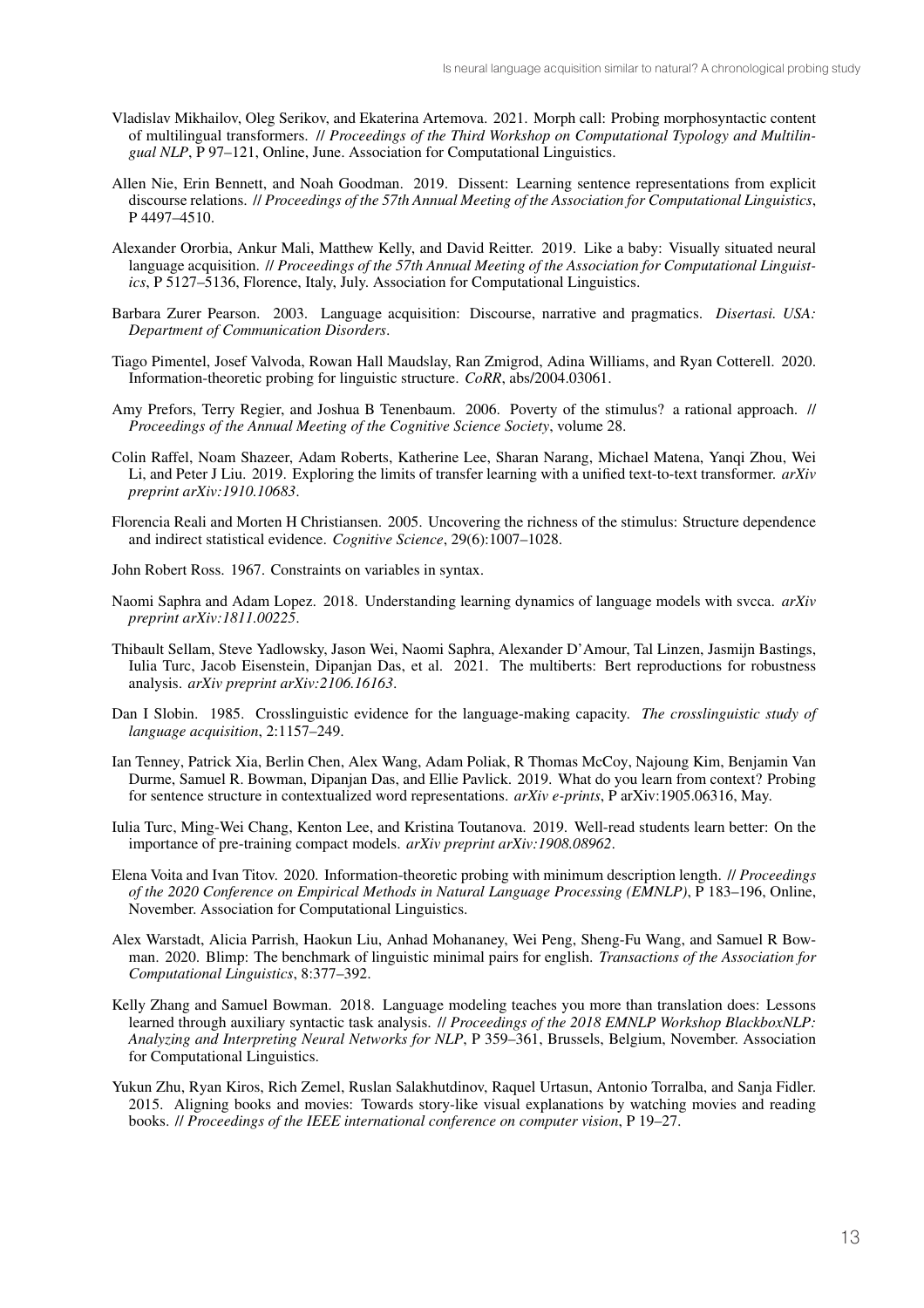Vladislav Mikhailov, Oleg Serikov, and Ekaterina Artemova. 2021. Morph call: Probing morphosyntactic content of multilingual transformers. // *Proceedings of the Third Workshop on Computational Typology and Multilingual NLP*, P 97–121, Online, June. Association for Computational Linguistics.

Allen Nie, Erin Bennett, and Noah Goodman. 2019. Dissent: Learning sentence representations from explicit discourse relations. // *Proceedings of the 57th Annual Meeting of the Association for Computational Linguistics*, P 4497–4510.

Alexander Ororbia, Ankur Mali, Matthew Kelly, and David Reitter. 2019. Like a baby: Visually situated neural language acquisition. // *Proceedings of the 57th Annual Meeting of the Association for Computational Linguistics*, P 5127–5136, Florence, Italy, July. Association for Computational Linguistics.

Barbara Zurer Pearson. 2003. Language acquisition: Discourse, narrative and pragmatics. *Disertasi. USA: Department of Communication Disorders*.

Tiago Pimentel, Josef Valvoda, Rowan Hall Maudslay, Ran Zmigrod, Adina Williams, and Ryan Cotterell. 2020. Information-theoretic probing for linguistic structure. *CoRR*, abs/2004.03061.

Amy Prefors, Terry Regier, and Joshua B Tenenbaum. 2006. Poverty of the stimulus? a rational approach. // *Proceedings of the Annual Meeting of the Cognitive Science Society*, volume 28.

Colin Raffel, Noam Shazeer, Adam Roberts, Katherine Lee, Sharan Narang, Michael Matena, Yanqi Zhou, Wei Li, and Peter J Liu. 2019. Exploring the limits of transfer learning with a unified text-to-text transformer. *arXiv preprint arXiv:1910.10683*.

Florencia Reali and Morten H Christiansen. 2005. Uncovering the richness of the stimulus: Structure dependence and indirect statistical evidence. *Cognitive Science*, 29(6):1007–1028.

John Robert Ross. 1967. Constraints on variables in syntax.

Naomi Saphra and Adam Lopez. 2018. Understanding learning dynamics of language models with svcca. *arXiv preprint arXiv:1811.00225*.

Thibault Sellam, Steve Yadlowsky, Jason Wei, Naomi Saphra, Alexander D'Amour, Tal Linzen, Jasmijn Bastings, Iulia Turc, Jacob Eisenstein, Dipanjan Das, et al. 2021. The multiberts: Bert reproductions for robustness analysis. *arXiv preprint arXiv:2106.16163*.

Dan I Slobin. 1985. Crosslinguistic evidence for the language-making capacity. *The crosslinguistic study of language acquisition*, 2:1157–249.

Ian Tenney, Patrick Xia, Berlin Chen, Alex Wang, Adam Poliak, R Thomas McCoy, Najoung Kim, Benjamin Van Durme, Samuel R. Bowman, Dipanjan Das, and Ellie Pavlick. 2019. What do you learn from context? Probing for sentence structure in contextualized word representations. *arXiv e-prints*, P arXiv:1905.06316, May.

Iulia Turc, Ming-Wei Chang, Kenton Lee, and Kristina Toutanova. 2019. Well-read students learn better: On the importance of pre-training compact models. *arXiv preprint arXiv:1908.08962*.

Elena Voita and Ivan Titov. 2020. Information-theoretic probing with minimum description length. // *Proceedings of the 2020 Conference on Empirical Methods in Natural Language Processing (EMNLP)*, P 183–196, Online, November. Association for Computational Linguistics.

Alex Warstadt, Alicia Parrish, Haokun Liu, Anhad Mohananey, Wei Peng, Sheng-Fu Wang, and Samuel R Bowman. 2020. Blimp: The benchmark of linguistic minimal pairs for english. *Transactions of the Association for Computational Linguistics*, 8:377–392.

Kelly Zhang and Samuel Bowman. 2018. Language modeling teaches you more than translation does: Lessons learned through auxiliary syntactic task analysis. // *Proceedings of the 2018 EMNLP Workshop BlackboxNLP: Analyzing and Interpreting Neural Networks for NLP*, P 359–361, Brussels, Belgium, November. Association for Computational Linguistics.

Yukun Zhu, Ryan Kiros, Rich Zemel, Ruslan Salakhutdinov, Raquel Urtasun, Antonio Torralba, and Sanja Fidler. 2015. Aligning books and movies: Towards story-like visual explanations by watching movies and reading books. // *Proceedings of the IEEE international conference on computer vision*, P 19–27.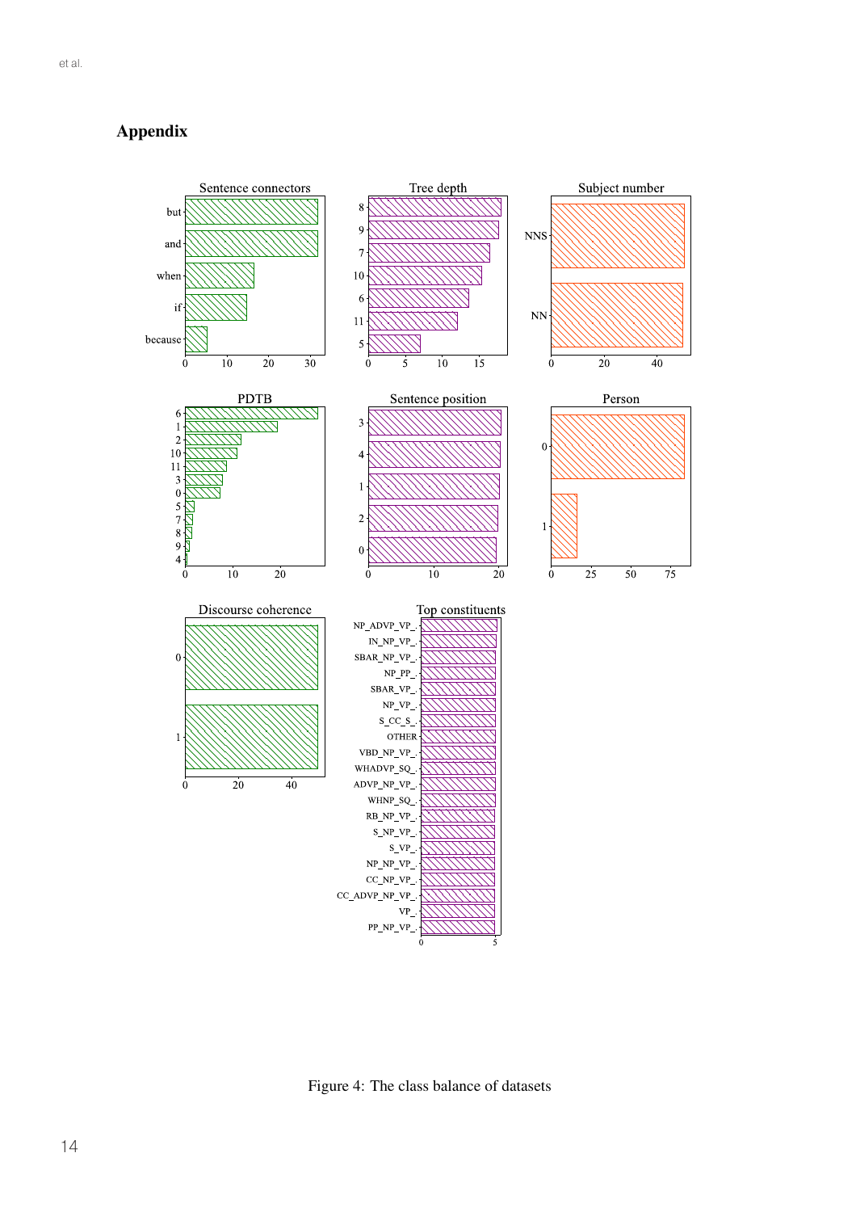## Appendix

Sentence connectors

but
and
when
if
because
0 10 20 30

Tree depth

8
9
7
10
6
11
5
0 5 10 15

Subject number

NNS
NN
0 20 40

PDTB

6
1
2
10
11
3
0
5
7
8
9
4
0 10 20

Sentence position

3
4
1
2
0
0 10 20

Person

0
1
0 25 50 75

Discourse coherence

0
1
0 20 40

Top constituents

NP_ADVP_VP_.
IN_NP_VP_.
SBAR_NP_VP_.
NP_PP_.
SBAR_VP_.
NP_VP_.
S_CC_S_.
OTHER
VBD_NP_VP_.
WHADVP_SQ_.
ADVP_NP_VP_.
WHNP_SQ_.
RB_NP_VP_.
S_NP_VP_.
S_VP_.
NP_NP_VP_.
CC_NP_VP_.
CC_ADVP_NP_VP_.
VP_.
PP_NP_VP_.
0 5

Figure 4: The class balance of datasets